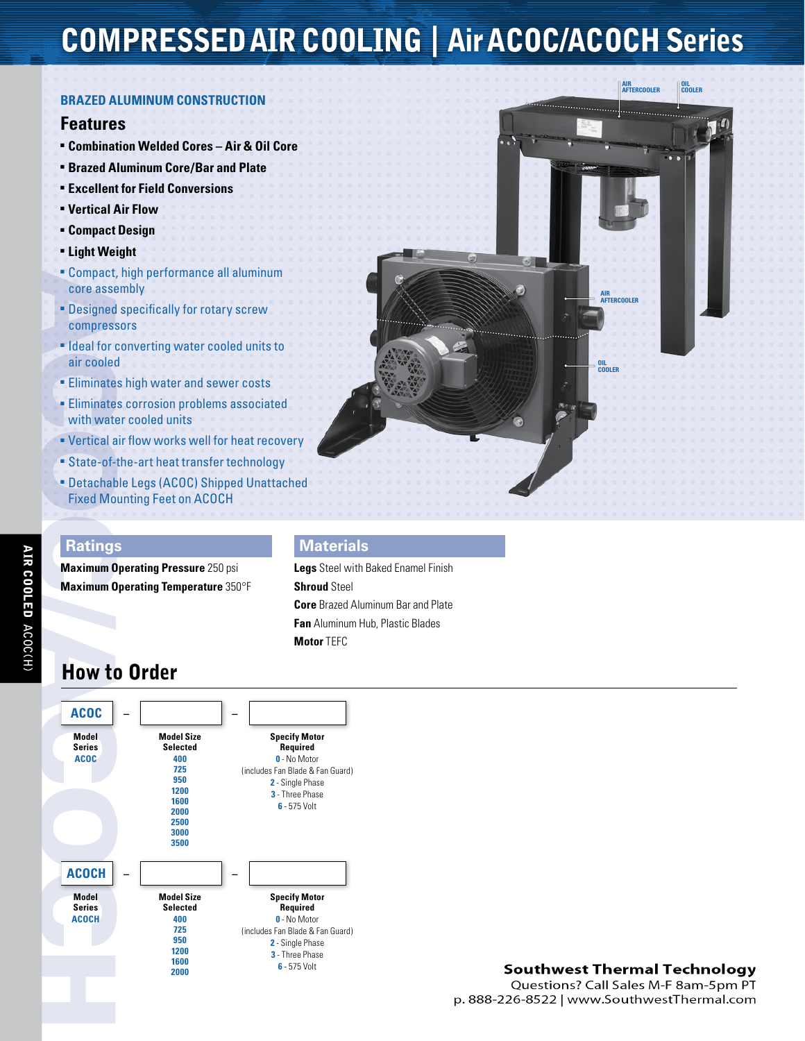# COMPRESSED AIR COOLING | Air ACOC/ACOCH Series

## BRAZED ALUMINUM CONSTRUCTION

## Features

- **Combination Welded Cores – Air & Oil Core**
- **Brazed Aluminum Core/Bar and Plate**
- **Excellent for Field Conversions**
- **Vertical Air Flow**
- **Compact Design**
- **Light Weight**
- Compact, high performance all aluminum core assembly
- Designed specifically for rotary screw compressors
- Ideal for converting water cooled units to air cooled
- Eliminates high water and sewer costs
- Eliminates corrosion problems associated with water cooled units
- Vertical air flow works well for heat recovery
- State-of-the-art heat transfer technology
- Detachable Legs (ACOC) Shipped Unattached Fixed Mounting Feet on ACOCH

AIR AFTERCOOLER

OIL COOLER

AIR AFTERCOOLER

OIL COOLER

## Ratings

**Maximum Operating Pressure** 250 psi

**Maximum Operating Temperature** 350°F

## Materials

**Legs** Steel with Baked Enamel Finish

**Shroud** Steel

**Core** Brazed Aluminum Bar and Plate

**Fan** Aluminum Hub, Plastic Blades

**Motor** TEFC

## How to Order

**ACOC** – [ ] – [ ]

| Model Series | Model Size Selected | Specify Motor Required |
|---|---|---|
| ACOC | 400<br>725<br>950<br>1200<br>1600<br>2000<br>2500<br>3000<br>3500 | 0 - No Motor<br>(includes Fan Blade & Fan Guard)<br>2 - Single Phase<br>3 - Three Phase<br>6 - 575 Volt |

**ACOCH** – [ ] – [ ]

| Model Series | Model Size Selected | Specify Motor Required |
|---|---|---|
| ACOCH | 400<br>725<br>950<br>1200<br>1600<br>2000 | 0 - No Motor<br>(includes Fan Blade & Fan Guard)<br>2 - Single Phase<br>3 - Three Phase<br>6 - 575 Volt |

**Southwest Thermal Technology**
Questions? Call Sales M-F 8am-5pm PT
p. 888-226-8522 | www.SouthwestThermal.com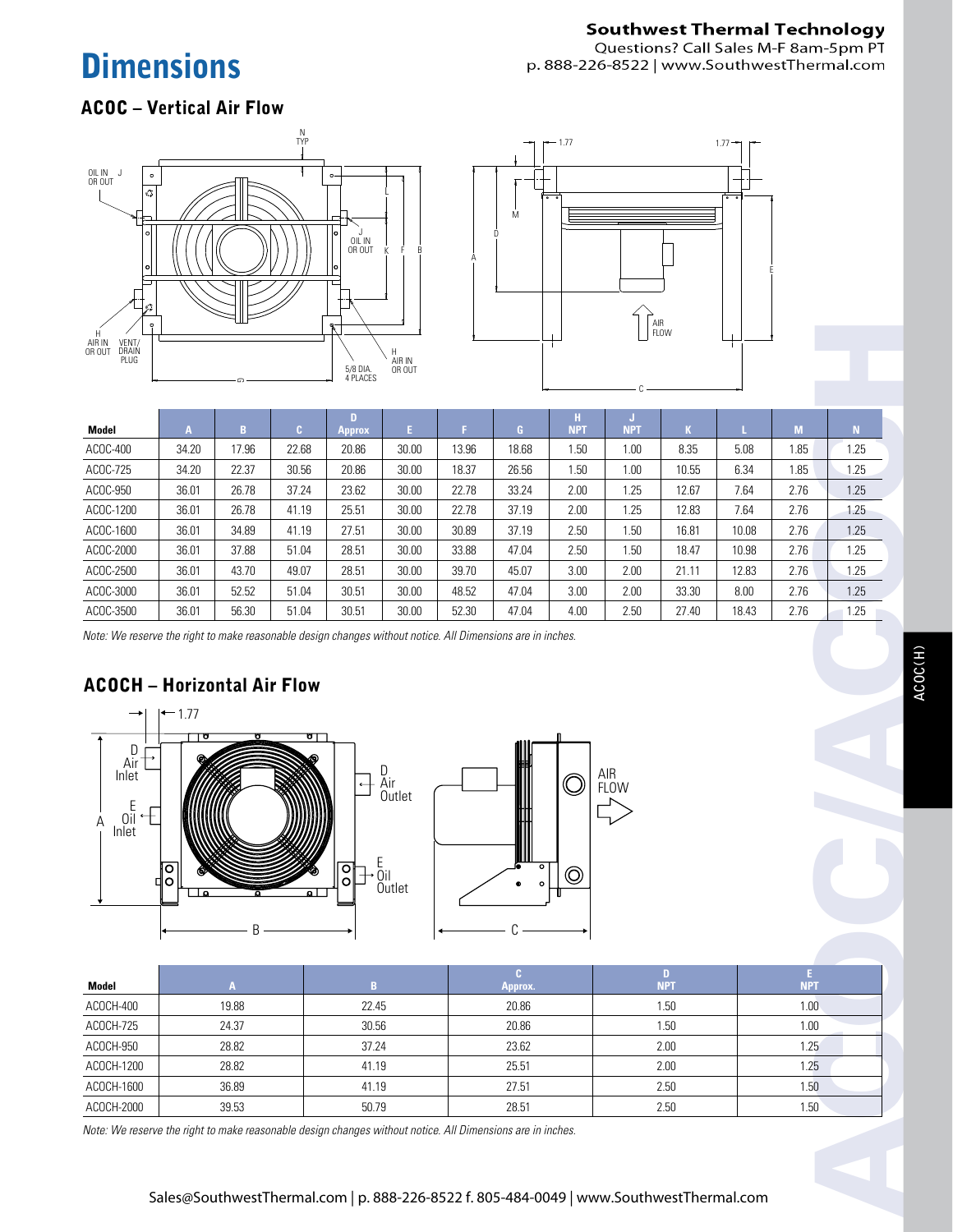# Dimensions

## ACOC – Vertical Air Flow

| Model | A | B | C | D Approx | E | F | G | H NPT | J NPT | K | L | M | N |
|---|---|---|---|---|---|---|---|---|---|---|---|---|---|
| ACOC-400 | 34.20 | 17.96 | 22.68 | 20.86 | 30.00 | 13.96 | 18.68 | 1.50 | 1.00 | 8.35 | 5.08 | 1.85 | 1.25 |
| ACOC-725 | 34.20 | 22.37 | 30.56 | 20.86 | 30.00 | 18.37 | 26.56 | 1.50 | 1.00 | 10.55 | 6.34 | 1.85 | 1.25 |
| ACOC-950 | 36.01 | 26.78 | 37.24 | 23.62 | 30.00 | 22.78 | 33.24 | 2.00 | 1.25 | 12.67 | 7.64 | 2.76 | 1.25 |
| ACOC-1200 | 36.01 | 26.78 | 41.19 | 25.51 | 30.00 | 22.78 | 37.19 | 2.00 | 1.25 | 12.83 | 7.64 | 2.76 | 1.25 |
| ACOC-1600 | 36.01 | 34.89 | 41.19 | 27.51 | 30.00 | 30.89 | 37.19 | 2.50 | 1.50 | 16.81 | 10.08 | 2.76 | 1.25 |
| ACOC-2000 | 36.01 | 37.88 | 51.04 | 28.51 | 30.00 | 33.88 | 47.04 | 2.50 | 1.50 | 18.47 | 10.98 | 2.76 | 1.25 |
| ACOC-2500 | 36.01 | 43.70 | 49.07 | 28.51 | 30.00 | 39.70 | 45.07 | 3.00 | 2.00 | 21.11 | 12.83 | 2.76 | 1.25 |
| ACOC-3000 | 36.01 | 52.52 | 51.04 | 30.51 | 30.00 | 48.52 | 47.04 | 3.00 | 2.00 | 33.30 | 8.00 | 2.76 | 1.25 |
| ACOC-3500 | 36.01 | 56.30 | 51.04 | 30.51 | 30.00 | 52.30 | 47.04 | 4.00 | 2.50 | 27.40 | 18.43 | 2.76 | 1.25 |

*Note: We reserve the right to make reasonable design changes without notice. All Dimensions are in inches.*

## ACOCH – Horizontal Air Flow

| Model | A | B | C Approx. | D NPT | E NPT |
|---|---|---|---|---|---|
| ACOCH-400 | 19.88 | 22.45 | 20.86 | 1.50 | 1.00 |
| ACOCH-725 | 24.37 | 30.56 | 20.86 | 1.50 | 1.00 |
| ACOCH-950 | 28.82 | 37.24 | 23.62 | 2.00 | 1.25 |
| ACOCH-1200 | 28.82 | 41.19 | 25.51 | 2.00 | 1.25 |
| ACOCH-1600 | 36.89 | 41.19 | 27.51 | 2.50 | 1.50 |
| ACOCH-2000 | 39.53 | 50.79 | 28.51 | 2.50 | 1.50 |

*Note: We reserve the right to make reasonable design changes without notice. All Dimensions are in inches.*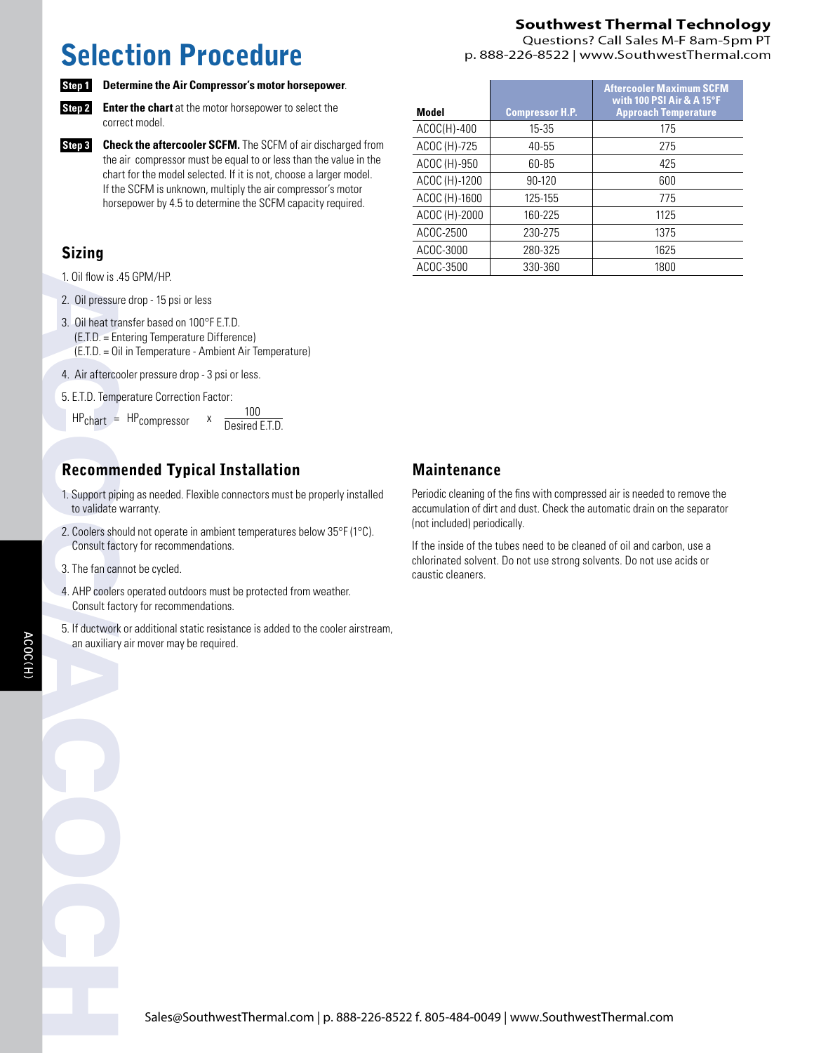# Selection Procedure

**Step 1** **Determine the Air Compressor's motor horsepower**.

**Step 2** **Enter the chart** at the motor horsepower to select the correct model.

**Step 3** **Check the aftercooler SCFM.** The SCFM of air discharged from the air compressor must be equal to or less than the value in the chart for the model selected. If it is not, choose a larger model. If the SCFM is unknown, multiply the air compressor's motor horsepower by 4.5 to determine the SCFM capacity required.

| Model | Compressor H.P. | Aftercooler Maximum SCFM with 100 PSI Air & A 15°F Approach Temperature |
|---|---|---|
| ACOC(H)-400 | 15-35 | 175 |
| ACOC (H)-725 | 40-55 | 275 |
| ACOC (H)-950 | 60-85 | 425 |
| ACOC (H)-1200 | 90-120 | 600 |
| ACOC (H)-1600 | 125-155 | 775 |
| ACOC (H)-2000 | 160-225 | 1125 |
| ACOC-2500 | 230-275 | 1375 |
| ACOC-3000 | 280-325 | 1625 |
| ACOC-3500 | 330-360 | 1800 |

## Sizing

1. Oil flow is .45 GPM/HP.
2. Oil pressure drop - 15 psi or less
3. Oil heat transfer based on 100°F E.T.D.
   (E.T.D. = Entering Temperature Difference)
   (E.T.D. = Oil in Temperature - Ambient Air Temperature)
4. Air aftercooler pressure drop - 3 psi or less.
5. E.T.D. Temperature Correction Factor:

$$HP_{chart} = HP_{compressor} \times \frac{100}{\text{Desired E.T.D.}}$$

## Recommended Typical Installation

1. Support piping as needed. Flexible connectors must be properly installed to validate warranty.
2. Coolers should not operate in ambient temperatures below 35°F (1°C). Consult factory for recommendations.
3. The fan cannot be cycled.
4. AHP coolers operated outdoors must be protected from weather. Consult factory for recommendations.
5. If ductwork or additional static resistance is added to the cooler airstream, an auxiliary air mover may be required.

## Maintenance

Periodic cleaning of the fins with compressed air is needed to remove the accumulation of dirt and dust. Check the automatic drain on the separator (not included) periodically.

If the inside of the tubes need to be cleaned of oil and carbon, use a chlorinated solvent. Do not use strong solvents. Do not use acids or caustic cleaners.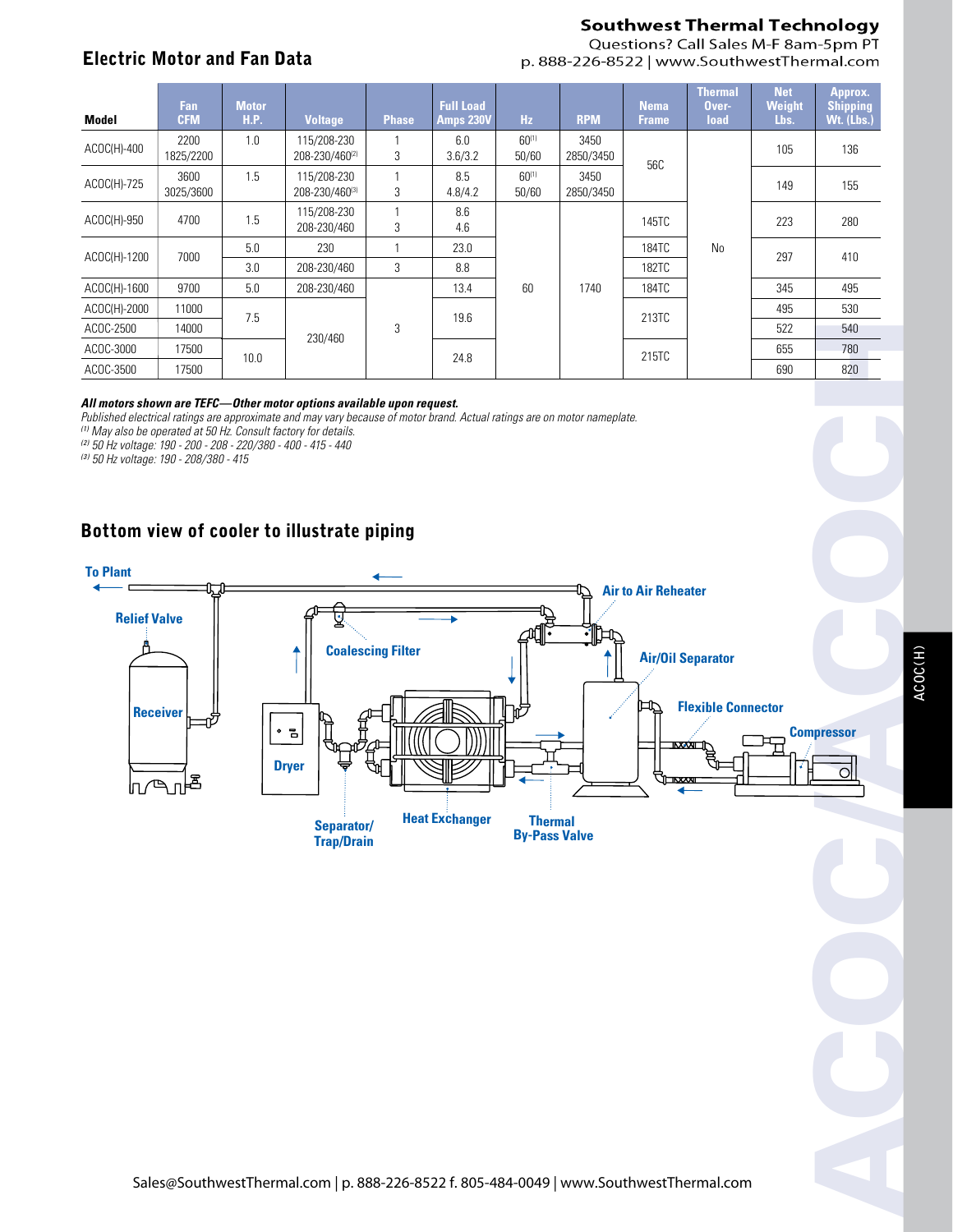## Electric Motor and Fan Data

| Model | Fan CFM | Motor H.P. | Voltage | Phase | Full Load Amps 230V | Hz | RPM | Nema Frame | Thermal Over-load | Net Weight Lbs. | Approx. Shipping Wt. (Lbs.) |
|---|---|---|---|---|---|---|---|---|---|---|---|
| ACOC(H)-400 | 2200<br>1825/2200 | 1.0 | 115/208-230<br>208-230/460[2] | 1<br>3 | 6.0<br>3.6/3.2 | 60[1]<br>50/60 | 3450<br>2850/3450 | 56C | No | 105 | 136 |
| ACOC(H)-725 | 3600<br>3025/3600 | 1.5 | 115/208-230<br>208-230/460[3] | 1<br>3 | 8.5<br>4.8/4.2 | 60[1]<br>50/60 | 3450<br>2850/3450 | 56C | No | 149 | 155 |
| ACOC(H)-950 | 4700 | 1.5 | 115/208-230<br>208-230/460 | 1<br>3 | 8.6<br>4.6 | 60 | 1740 | 145TC | No | 223 | 280 |
| ACOC(H)-1200 | 7000 | 5.0 | 230 | 1 | 23.0 | 60 | 1740 | 184TC | No | 297 | 410 |
| | | 3.0 | 208-230/460 | 3 | 8.8 | 60 | 1740 | 182TC | No | | |
| ACOC(H)-1600 | 9700 | 5.0 | 208-230/460 | 3 | 13.4 | 60 | 1740 | 184TC | No | 345 | 495 |
| ACOC(H)-2000 | 11000 | 7.5 | 230/460 | 3 | 19.6 | 60 | 1740 | 213TC | No | 495 | 530 |
| ACOC-2500 | 14000 | 7.5 | 230/460 | 3 | 19.6 | 60 | 1740 | 213TC | No | 522 | 540 |
| ACOC-3000 | 17500 | 10.0 | 230/460 | 3 | 24.8 | 60 | 1740 | 215TC | No | 655 | 780 |
| ACOC-3500 | 17500 | 10.0 | 230/460 | 3 | 24.8 | 60 | 1740 | 215TC | No | 690 | 820 |

***All motors shown are TEFC—Other motor options available upon request.***

*Published electrical ratings are approximate and may vary because of motor brand. Actual ratings are on motor nameplate.*

*[1] May also be operated at 50 Hz. Consult factory for details.*

*[2] 50 Hz voltage: 190 - 200 - 208 - 220/380 - 400 - 415 - 440*

*[3] 50 Hz voltage: 190 - 208/380 - 415*

## Bottom view of cooler to illustrate piping

To Plant
Relief Valve
Receiver
Coalescing Filter
Dryer
Separator/ Trap/Drain
Heat Exchanger
Thermal By-Pass Valve
Air to Air Reheater
Air/Oil Separator
Flexible Connector
Compressor

Sales@SouthwestThermal.com | p. 888-226-8522 f. 805-484-0049 | www.SouthwestThermal.com